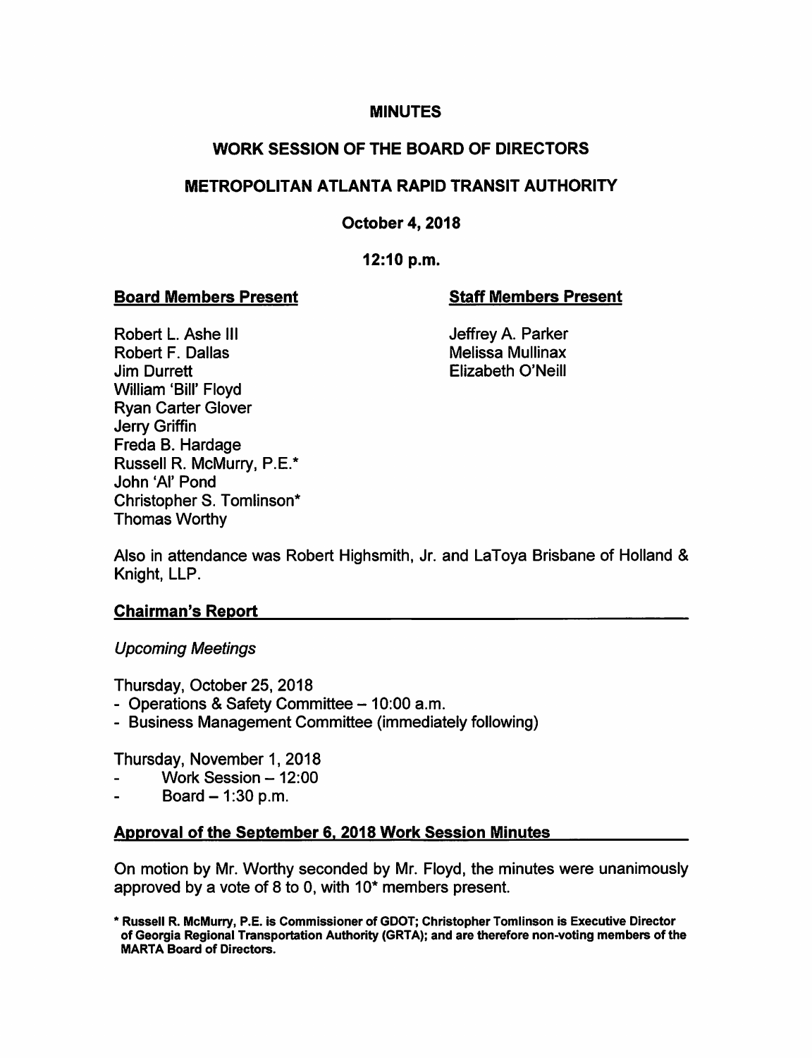# MINUTES

## WORK SESSION OF THE BOARD OF DIRECTORS

## METROPOLITAN ATLANTA RAPID TRANSIT AUTHORITY

### October 4, 2018

### 12:10 p.m.

**Board Members Present**

Robert L. Ashe III
Robert F. Dallas
Jim Durrett
William 'Bill' Floyd
Ryan Carter Glover
Jerry Griffin
Freda B. Hardage
Russell R. McMurry, P.E.*
John 'Al' Pond
Christopher S. Tomlinson*
Thomas Worthy

**Staff Members Present**

Jeffrey A. Parker
Melissa Mullinax
Elizabeth O'Neill

Also in attendance was Robert Highsmith, Jr. and LaToya Brisbane of Holland & Knight, LLP.

**Chairman's Report**

*Upcoming Meetings*

Thursday, October 25, 2018

- Operations & Safety Committee – 10:00 a.m.
- Business Management Committee (immediately following)

Thursday, November 1, 2018

- Work Session – 12:00
- Board – 1:30 p.m.

**Approval of the September 6, 2018 Work Session Minutes**

On motion by Mr. Worthy seconded by Mr. Floyd, the minutes were unanimously approved by a vote of 8 to 0, with 10* members present.

**\* Russell R. McMurry, P.E. is Commissioner of GDOT; Christopher Tomlinson is Executive Director of Georgia Regional Transportation Authority (GRTA); and are therefore non-voting members of the MARTA Board of Directors.**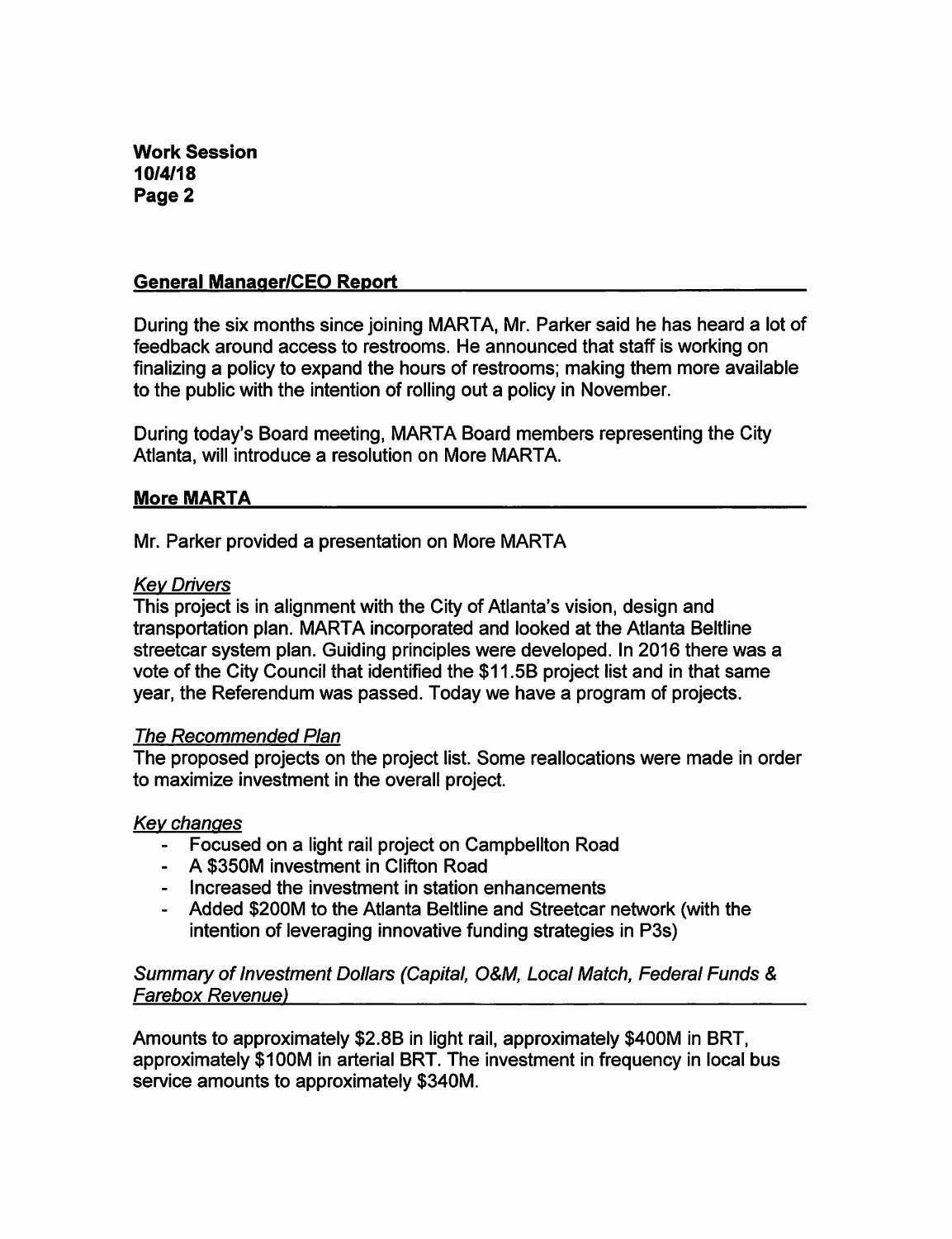## General Manager/CEO Report

During the six months since joining MARTA, Mr. Parker said he has heard a lot of feedback around access to restrooms. He announced that staff is working on finalizing a policy to expand the hours of restrooms; making them more available to the public with the intention of rolling out a policy in November.

During today's Board meeting, MARTA Board members representing the City Atlanta, will introduce a resolution on More MARTA.

## More MARTA

Mr. Parker provided a presentation on More MARTA

*Key Drivers*
This project is in alignment with the City of Atlanta's vision, design and transportation plan. MARTA incorporated and looked at the Atlanta Beltline streetcar system plan. Guiding principles were developed. In 2016 there was a vote of the City Council that identified the $11.5B project list and in that same year, the Referendum was passed. Today we have a program of projects.

*The Recommended Plan*
The proposed projects on the project list. Some reallocations were made in order to maximize investment in the overall project.

*Key changes*

- Focused on a light rail project on Campbellton Road
- A $350M investment in Clifton Road
- Increased the investment in station enhancements
- Added $200M to the Atlanta Beltline and Streetcar network (with the intention of leveraging innovative funding strategies in P3s)

*Summary of Investment Dollars (Capital, O&M, Local Match, Federal Funds & Farebox Revenue)*

Amounts to approximately $2.8B in light rail, approximately $400M in BRT, approximately $100M in arterial BRT. The investment in frequency in local bus service amounts to approximately $340M.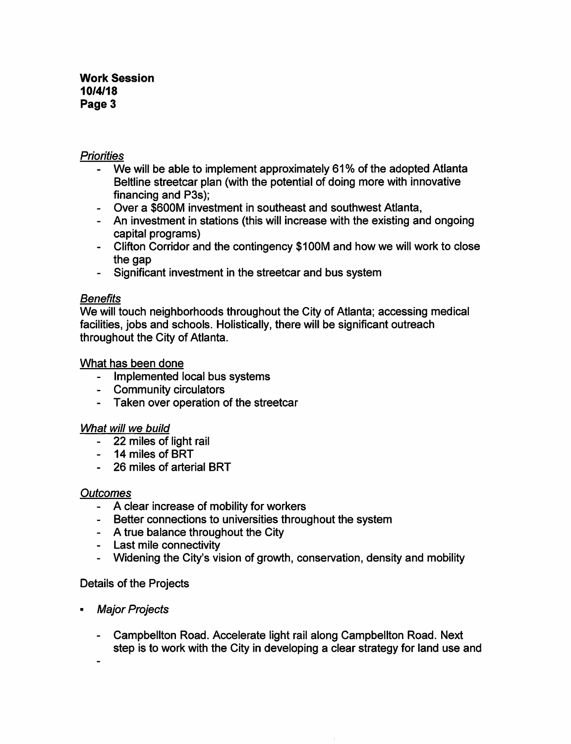*Priorities*

- We will be able to implement approximately 61% of the adopted Atlanta Beltline streetcar plan (with the potential of doing more with innovative financing and P3s);
- Over a $600M investment in southeast and southwest Atlanta,
- An investment in stations (this will increase with the existing and ongoing capital programs)
- Clifton Corridor and the contingency $100M and how we will work to close the gap
- Significant investment in the streetcar and bus system

*Benefits*

We will touch neighborhoods throughout the City of Atlanta; accessing medical facilities, jobs and schools. Holistically, there will be significant outreach throughout the City of Atlanta.

<u>What has been done</u>

- Implemented local bus systems
- Community circulators
- Taken over operation of the streetcar

*What will we build*

- 22 miles of light rail
- 14 miles of BRT
- 26 miles of arterial BRT

*Outcomes*

- A clear increase of mobility for workers
- Better connections to universities throughout the system
- A true balance throughout the City
- Last mile connectivity
- Widening the City's vision of growth, conservation, density and mobility

Details of the Projects

- *Major Projects*
  - Campbellton Road. Accelerate light rail along Campbellton Road. Next step is to work with the City in developing a clear strategy for land use and
  -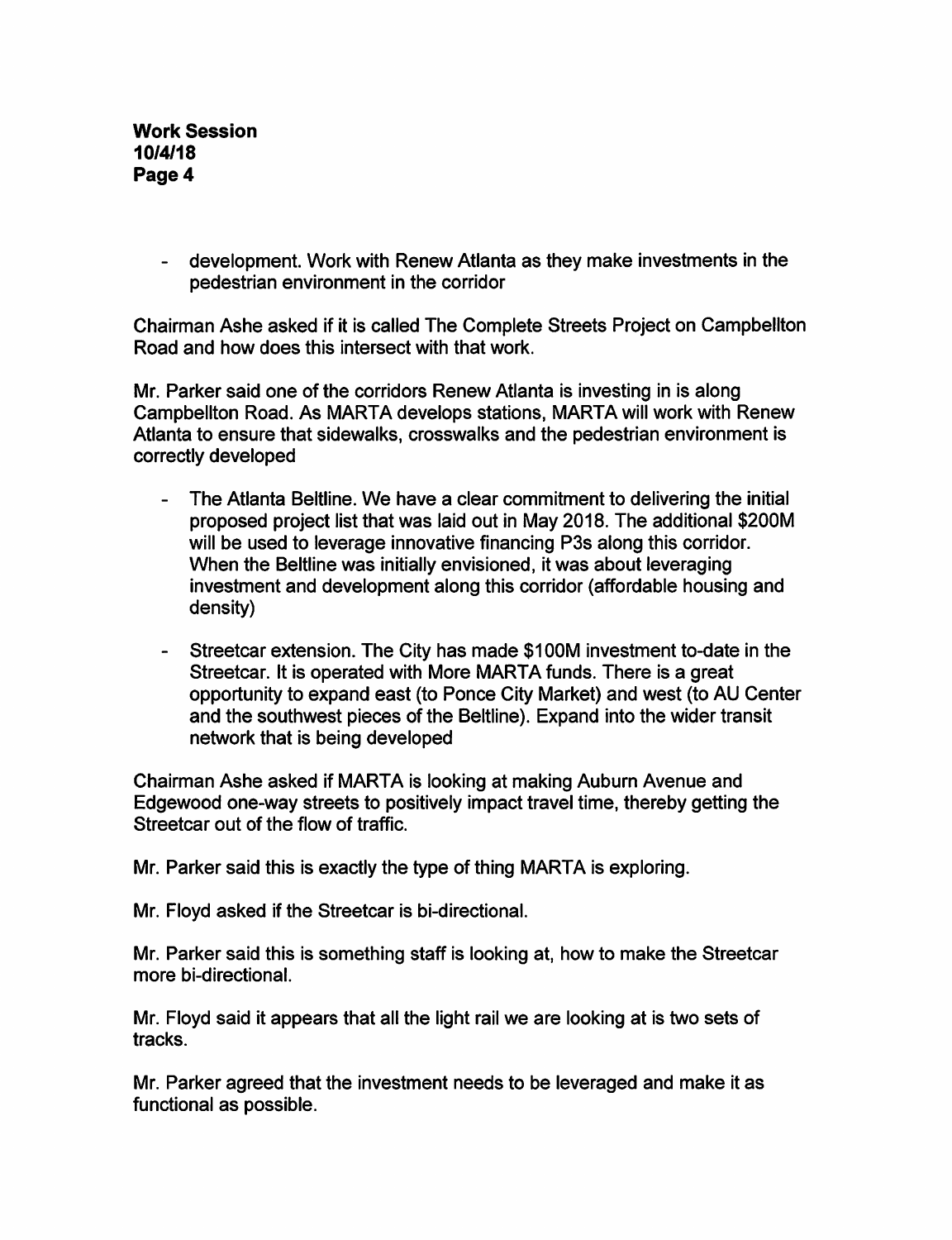- development. Work with Renew Atlanta as they make investments in the pedestrian environment in the corridor

Chairman Ashe asked if it is called The Complete Streets Project on Campbellton Road and how does this intersect with that work.

Mr. Parker said one of the corridors Renew Atlanta is investing in is along Campbellton Road. As MARTA develops stations, MARTA will work with Renew Atlanta to ensure that sidewalks, crosswalks and the pedestrian environment is correctly developed

- The Atlanta Beltline. We have a clear commitment to delivering the initial proposed project list that was laid out in May 2018. The additional $200M will be used to leverage innovative financing P3s along this corridor. When the Beltline was initially envisioned, it was about leveraging investment and development along this corridor (affordable housing and density)
- Streetcar extension. The City has made $100M investment to-date in the Streetcar. It is operated with More MARTA funds. There is a great opportunity to expand east (to Ponce City Market) and west (to AU Center and the southwest pieces of the Beltline). Expand into the wider transit network that is being developed

Chairman Ashe asked if MARTA is looking at making Auburn Avenue and Edgewood one-way streets to positively impact travel time, thereby getting the Streetcar out of the flow of traffic.

Mr. Parker said this is exactly the type of thing MARTA is exploring.

Mr. Floyd asked if the Streetcar is bi-directional.

Mr. Parker said this is something staff is looking at, how to make the Streetcar more bi-directional.

Mr. Floyd said it appears that all the light rail we are looking at is two sets of tracks.

Mr. Parker agreed that the investment needs to be leveraged and make it as functional as possible.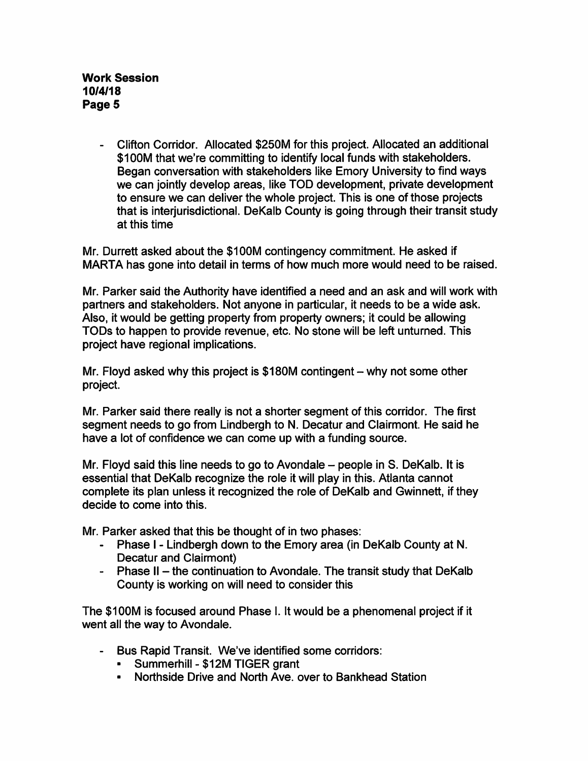- Clifton Corridor. Allocated $250M for this project. Allocated an additional $100M that we're committing to identify local funds with stakeholders. Began conversation with stakeholders like Emory University to find ways we can jointly develop areas, like TOD development, private development to ensure we can deliver the whole project. This is one of those projects that is interjurisdictional. DeKalb County is going through their transit study at this time

Mr. Durrett asked about the $100M contingency commitment. He asked if MARTA has gone into detail in terms of how much more would need to be raised.

Mr. Parker said the Authority have identified a need and an ask and will work with partners and stakeholders. Not anyone in particular, it needs to be a wide ask. Also, it would be getting property from property owners; it could be allowing TODs to happen to provide revenue, etc. No stone will be left unturned. This project have regional implications.

Mr. Floyd asked why this project is $180M contingent – why not some other project.

Mr. Parker said there really is not a shorter segment of this corridor. The first segment needs to go from Lindbergh to N. Decatur and Clairmont. He said he have a lot of confidence we can come up with a funding source.

Mr. Floyd said this line needs to go to Avondale – people in S. DeKalb. It is essential that DeKalb recognize the role it will play in this. Atlanta cannot complete its plan unless it recognized the role of DeKalb and Gwinnett, if they decide to come into this.

Mr. Parker asked that this be thought of in two phases:

- Phase I - Lindbergh down to the Emory area (in DeKalb County at N. Decatur and Clairmont)
- Phase II – the continuation to Avondale. The transit study that DeKalb County is working on will need to consider this

The $100M is focused around Phase I. It would be a phenomenal project if it went all the way to Avondale.

- Bus Rapid Transit. We've identified some corridors:
  - Summerhill - $12M TIGER grant
  - Northside Drive and North Ave. over to Bankhead Station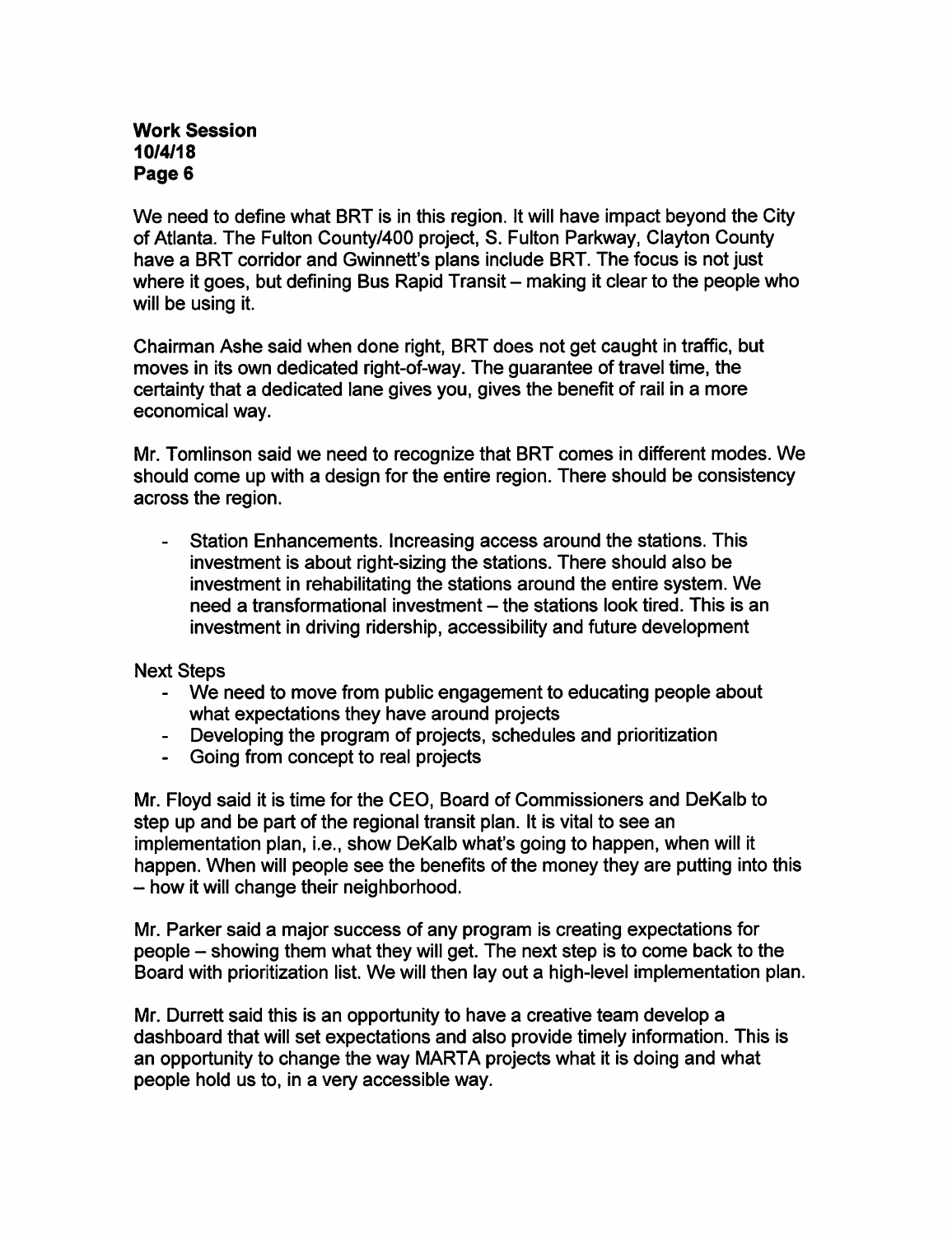We need to define what BRT is in this region. It will have impact beyond the City of Atlanta. The Fulton County/400 project, S. Fulton Parkway, Clayton County have a BRT corridor and Gwinnett's plans include BRT. The focus is not just where it goes, but defining Bus Rapid Transit – making it clear to the people who will be using it.

Chairman Ashe said when done right, BRT does not get caught in traffic, but moves in its own dedicated right-of-way. The guarantee of travel time, the certainty that a dedicated lane gives you, gives the benefit of rail in a more economical way.

Mr. Tomlinson said we need to recognize that BRT comes in different modes. We should come up with a design for the entire region. There should be consistency across the region.

- Station Enhancements. Increasing access around the stations. This investment is about right-sizing the stations. There should also be investment in rehabilitating the stations around the entire system. We need a transformational investment – the stations look tired. This is an investment in driving ridership, accessibility and future development

Next Steps

- We need to move from public engagement to educating people about what expectations they have around projects
- Developing the program of projects, schedules and prioritization
- Going from concept to real projects

Mr. Floyd said it is time for the CEO, Board of Commissioners and DeKalb to step up and be part of the regional transit plan. It is vital to see an implementation plan, i.e., show DeKalb what's going to happen, when will it happen. When will people see the benefits of the money they are putting into this – how it will change their neighborhood.

Mr. Parker said a major success of any program is creating expectations for people – showing them what they will get. The next step is to come back to the Board with prioritization list. We will then lay out a high-level implementation plan.

Mr. Durrett said this is an opportunity to have a creative team develop a dashboard that will set expectations and also provide timely information. This is an opportunity to change the way MARTA projects what it is doing and what people hold us to, in a very accessible way.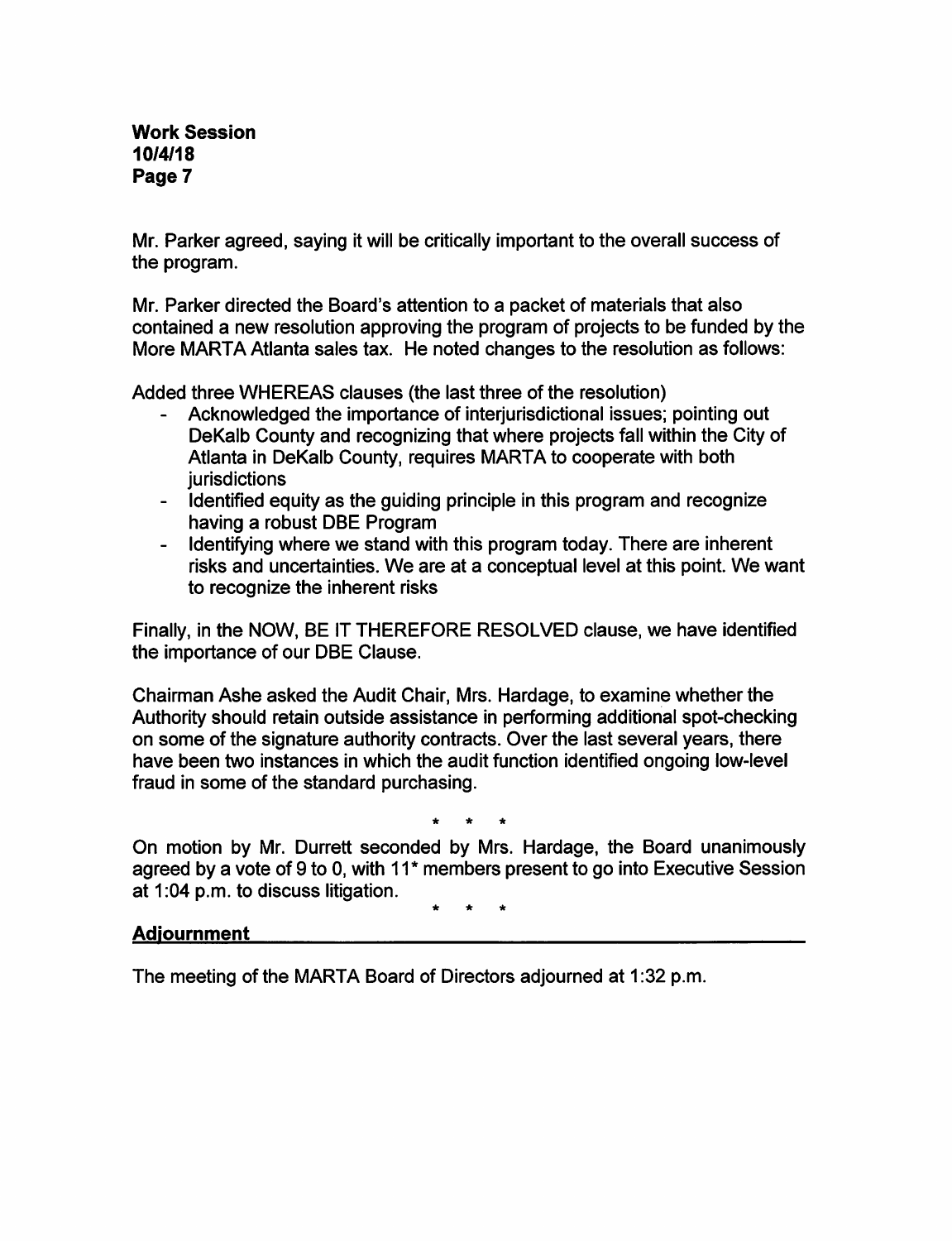Mr. Parker agreed, saying it will be critically important to the overall success of the program.

Mr. Parker directed the Board's attention to a packet of materials that also contained a new resolution approving the program of projects to be funded by the More MARTA Atlanta sales tax. He noted changes to the resolution as follows:

Added three WHEREAS clauses (the last three of the resolution)

- Acknowledged the importance of interjurisdictional issues; pointing out DeKalb County and recognizing that where projects fall within the City of Atlanta in DeKalb County, requires MARTA to cooperate with both jurisdictions
- Identified equity as the guiding principle in this program and recognize having a robust DBE Program
- Identifying where we stand with this program today. There are inherent risks and uncertainties. We are at a conceptual level at this point. We want to recognize the inherent risks

Finally, in the NOW, BE IT THEREFORE RESOLVED clause, we have identified the importance of our DBE Clause.

Chairman Ashe asked the Audit Chair, Mrs. Hardage, to examine whether the Authority should retain outside assistance in performing additional spot-checking on some of the signature authority contracts. Over the last several years, there have been two instances in which the audit function identified ongoing low-level fraud in some of the standard purchasing.

\* \* \*

On motion by Mr. Durrett seconded by Mrs. Hardage, the Board unanimously agreed by a vote of 9 to 0, with 11* members present to go into Executive Session at 1:04 p.m. to discuss litigation.

\* \* \*

## Adjournment

The meeting of the MARTA Board of Directors adjourned at 1:32 p.m.